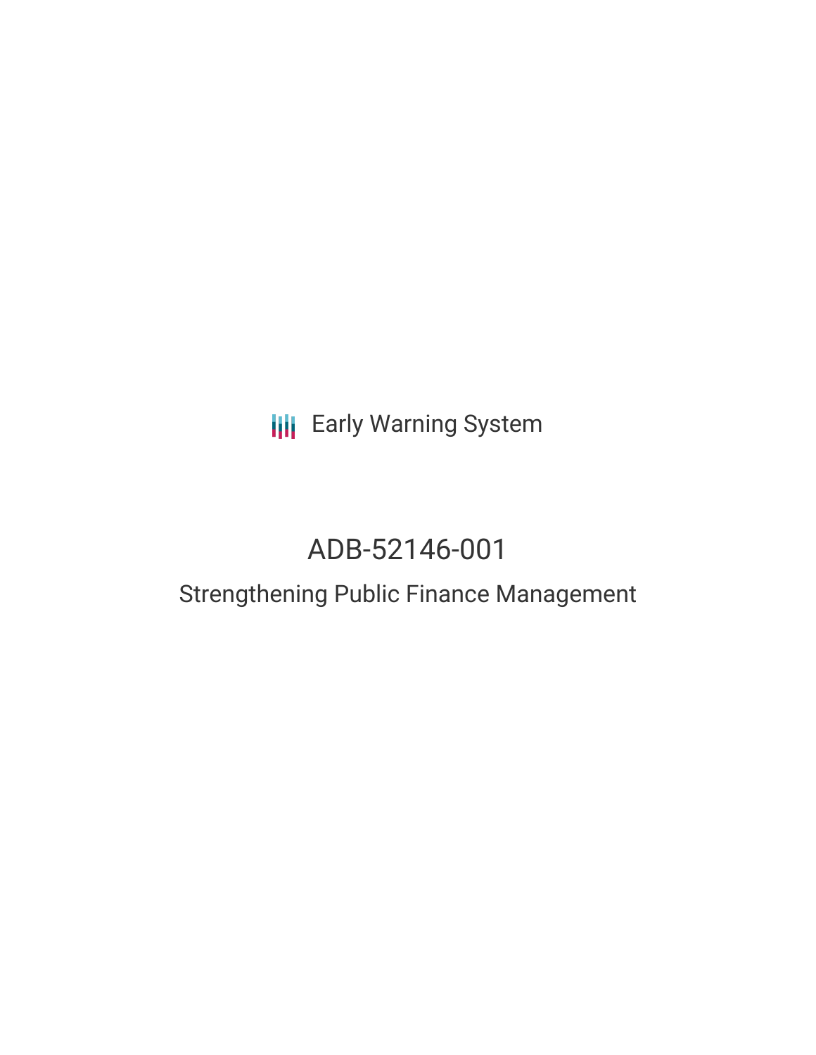Early Warning System

# ADB-52146-001

## Strengthening Public Finance Management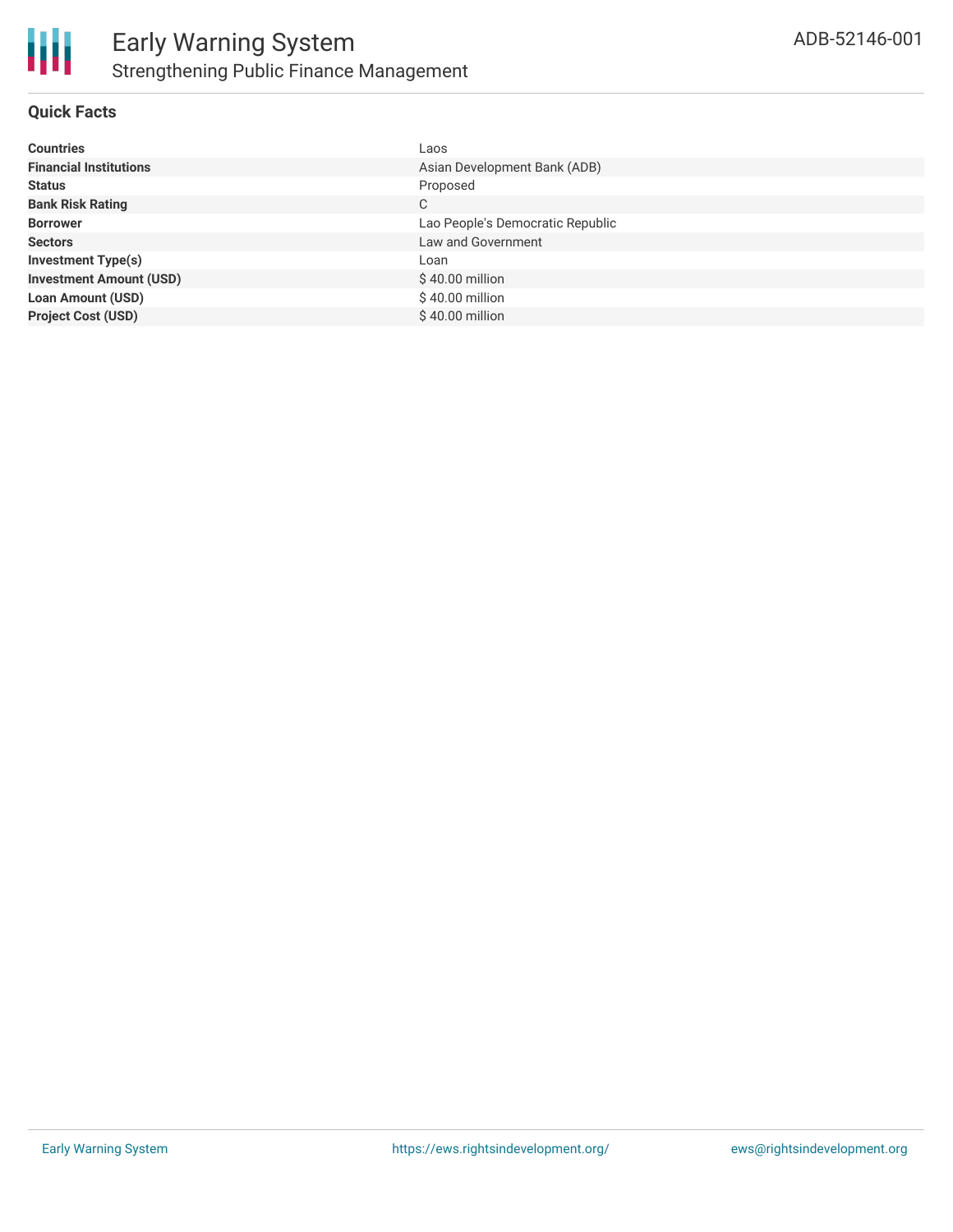# Early Warning System

## Strengthening Public Finance Management

ADB-52146-001

### Quick Facts

| | |
|---|---|
| **Countries** | Laos |
| **Financial Institutions** | Asian Development Bank (ADB) |
| **Status** | Proposed |
| **Bank Risk Rating** | C |
| **Borrower** | Lao People's Democratic Republic |
| **Sectors** | Law and Government |
| **Investment Type(s)** | Loan |
| **Investment Amount (USD)** | $ 40.00 million |
| **Loan Amount (USD)** | $ 40.00 million |
| **Project Cost (USD)** | $ 40.00 million |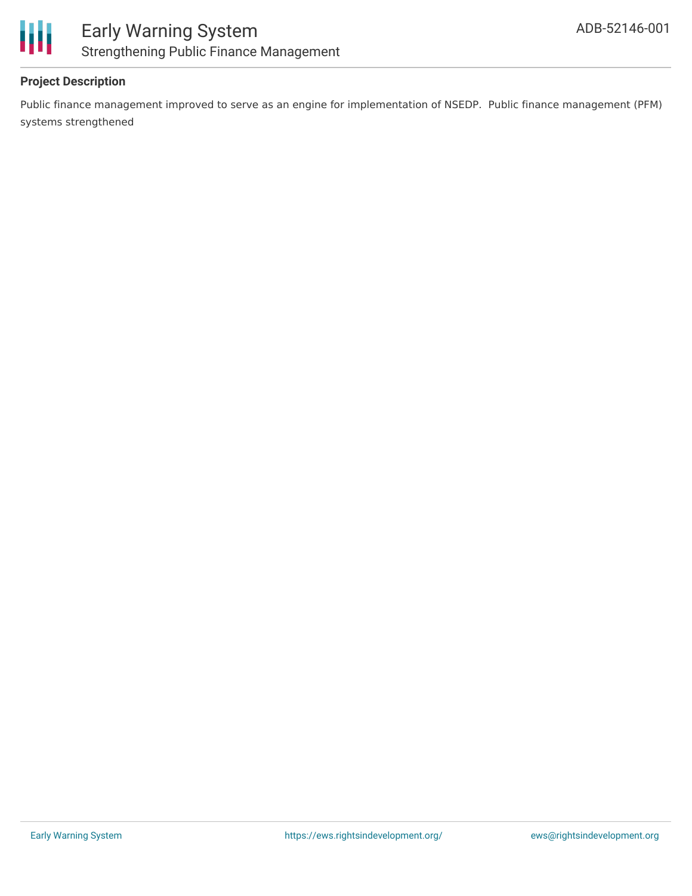### Project Description

Public finance management improved to serve as an engine for implementation of NSEDP.  Public finance management (PFM) systems strengthened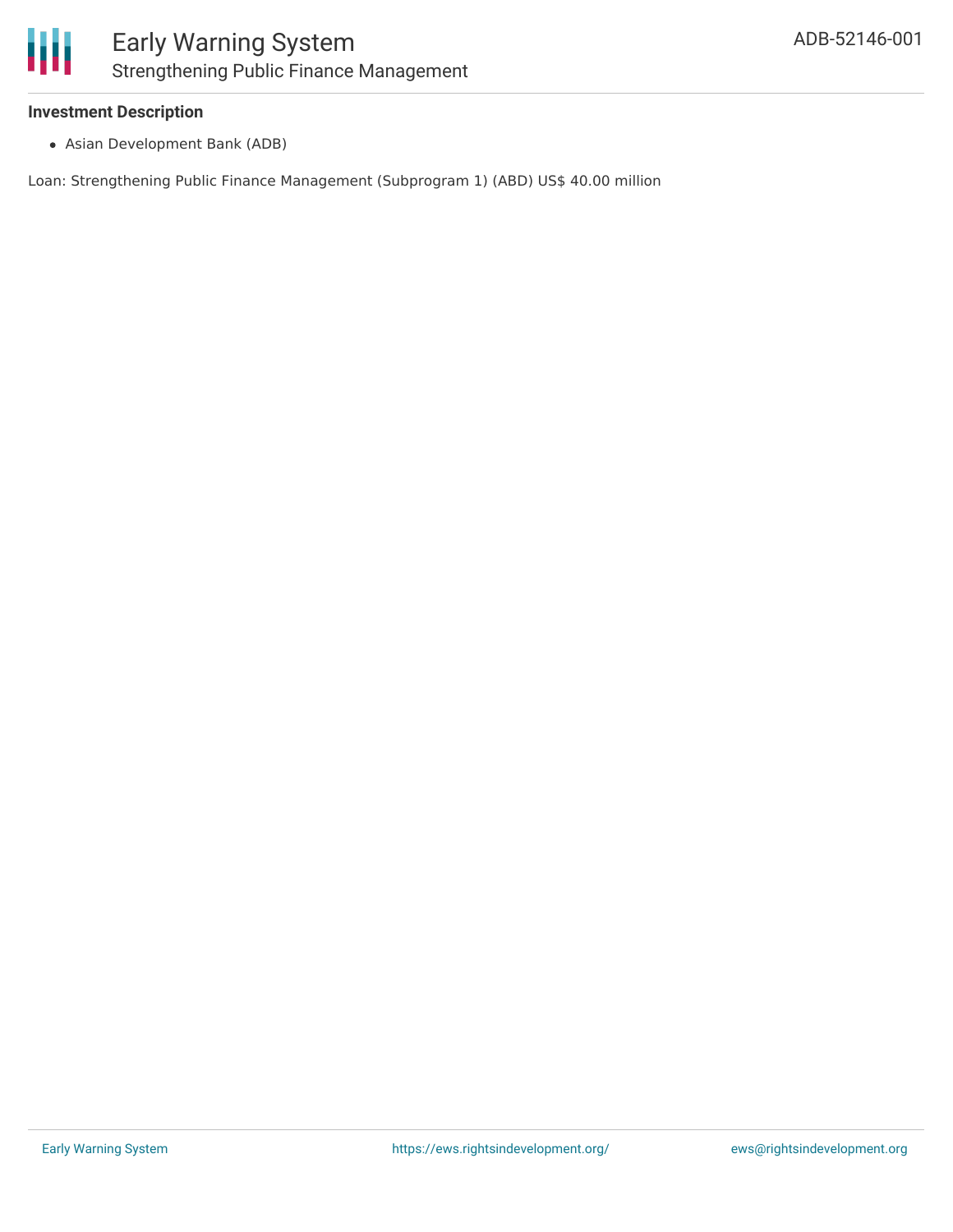**Investment Description**

- Asian Development Bank (ADB)

Loan: Strengthening Public Finance Management (Subprogram 1) (ABD) US$ 40.00 million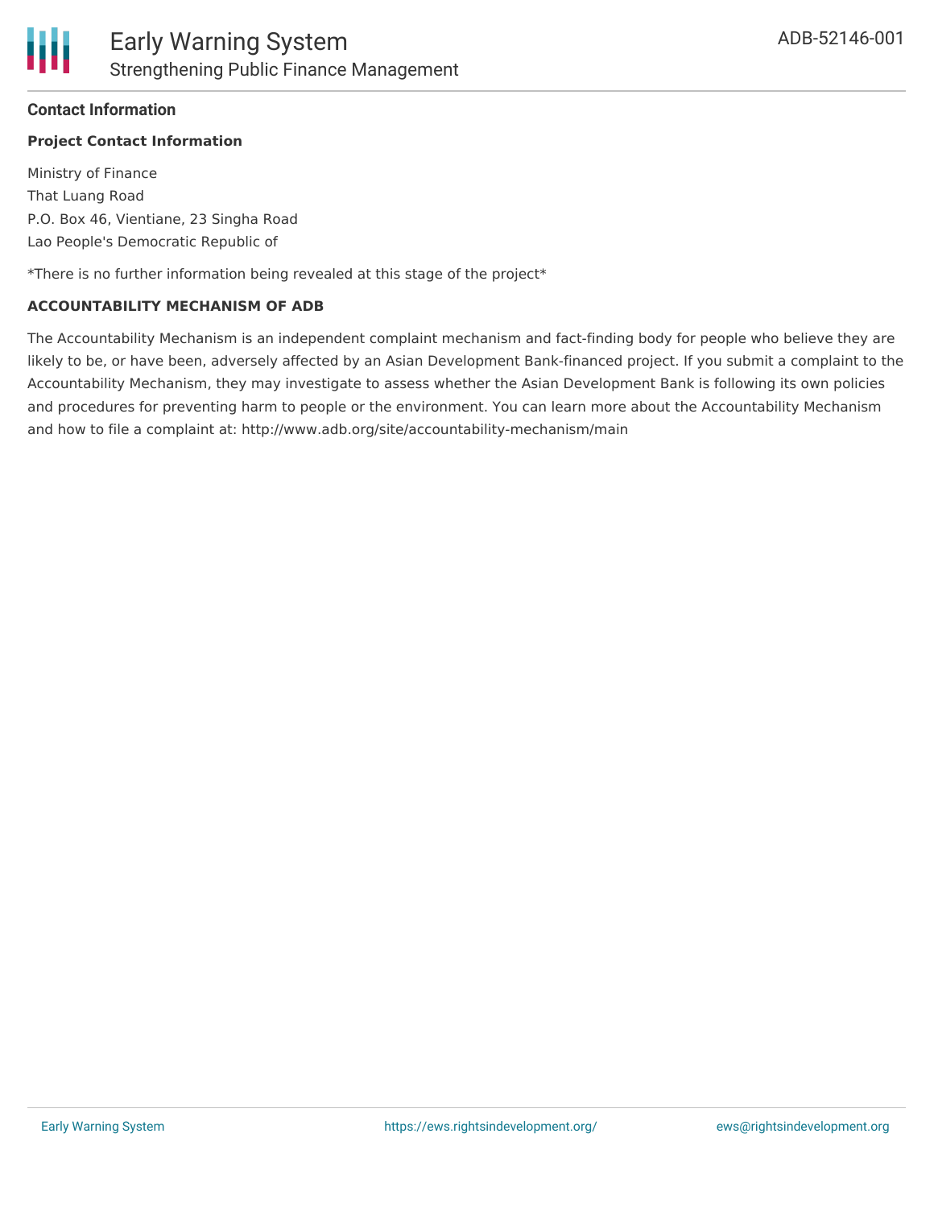## Contact Information

**Project Contact Information**

Ministry of Finance
That Luang Road
P.O. Box 46, Vientiane, 23 Singha Road
Lao People's Democratic Republic of

*There is no further information being revealed at this stage of the project*

**ACCOUNTABILITY MECHANISM OF ADB**

The Accountability Mechanism is an independent complaint mechanism and fact-finding body for people who believe they are likely to be, or have been, adversely affected by an Asian Development Bank-financed project. If you submit a complaint to the Accountability Mechanism, they may investigate to assess whether the Asian Development Bank is following its own policies and procedures for preventing harm to people or the environment. You can learn more about the Accountability Mechanism and how to file a complaint at: http://www.adb.org/site/accountability-mechanism/main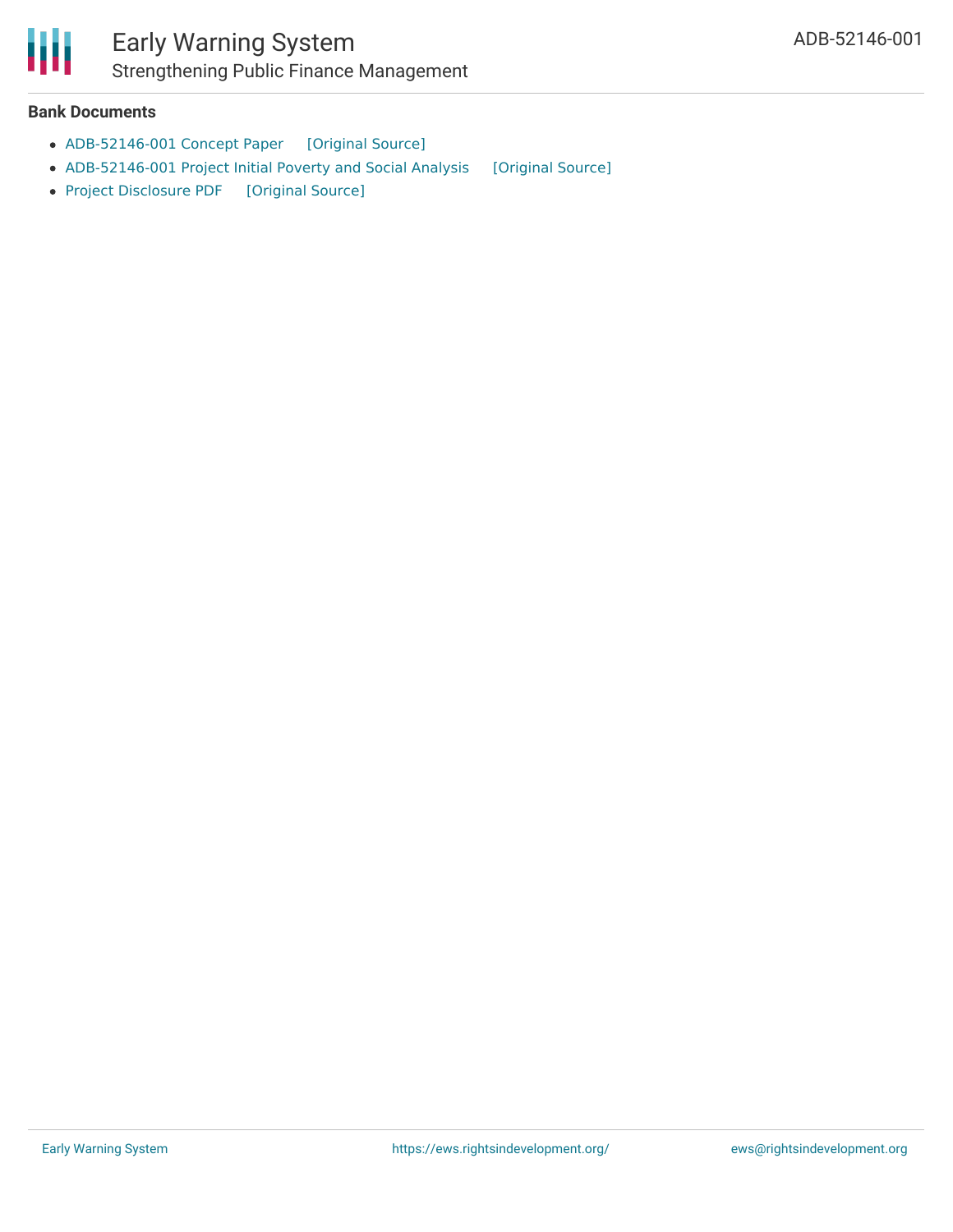**Bank Documents**

- ADB-52146-001 Concept Paper [Original Source]
- ADB-52146-001 Project Initial Poverty and Social Analysis [Original Source]
- Project Disclosure PDF [Original Source]